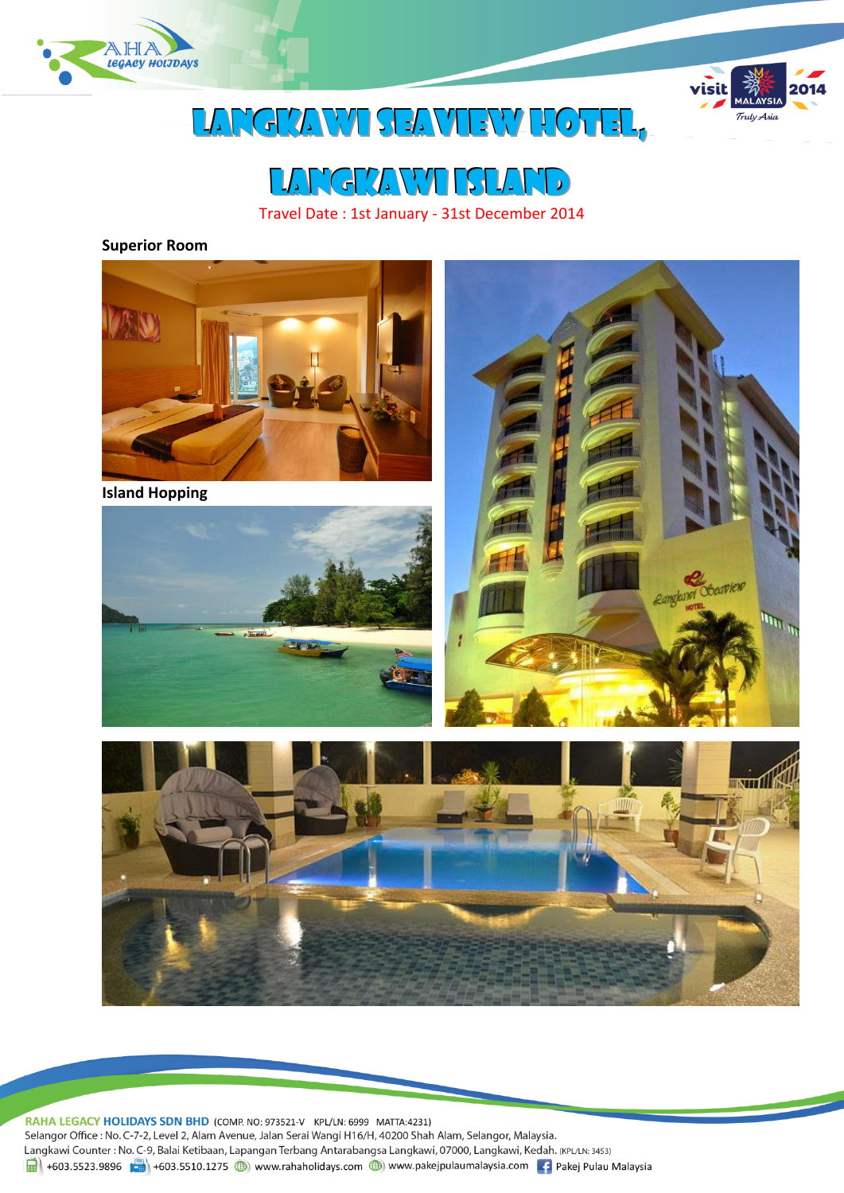# LANGKAWI SEAVIEW HOTEL, LANGKAWI ISLAND

Travel Date : 1st January - 31st December 2014

**Superior Room**

**Island Hopping**

**RAHA LEGACY HOLIDAYS SDN BHD** (COMP. NO: 973521-V KPL/LN: 6999 MATTA:4231)
Selangor Office : No. C-7-2, Level 2, Alam Avenue, Jalan Serai Wangi H16/H, 40200 Shah Alam, Selangor, Malaysia.
Langkawi Counter : No. C-9, Balai Ketibaan, Lapangan Terbang Antarabangsa Langkawi, 07000, Langkawi, Kedah. (KPL/LN: 3453)
+603.5523.9896 +603.5510.1275 www.rahaholidays.com www.pakejpulaumalaysia.com Pakej Pulau Malaysia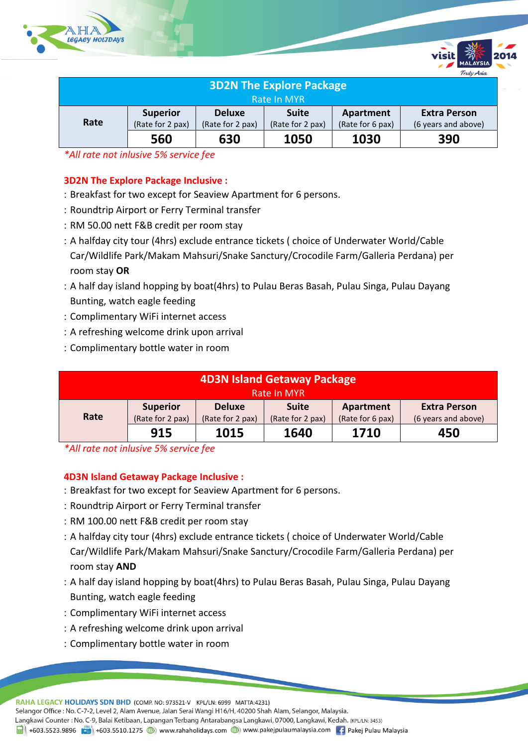| 3D2N The Explore Package Rate In MYR | | | | | |
|---|---|---|---|---|---|
| Rate | Superior (Rate for 2 pax) | Deluxe (Rate for 2 pax) | Suite (Rate for 2 pax) | Apartment (Rate for 6 pax) | Extra Person (6 years and above) |
| | 560 | 630 | 1050 | 1030 | 390 |

*All rate not inlusive 5% service fee*

### 3D2N The Explore Package Inclusive :

: Breakfast for two except for Seaview Apartment for 6 persons.
: Roundtrip Airport or Ferry Terminal transfer
: RM 50.00 nett F&B credit per room stay
: A halfday city tour (4hrs) exclude entrance tickets ( choice of Underwater World/Cable Car/Wildlife Park/Makam Mahsuri/Snake Sanctury/Crocodile Farm/Galleria Perdana) per room stay **OR**
: A half day island hopping by boat(4hrs) to Pulau Beras Basah, Pulau Singa, Pulau Dayang Bunting, watch eagle feeding
: Complimentary WiFi internet access
: A refreshing welcome drink upon arrival
: Complimentary bottle water in room

| 4D3N Island Getaway Package Rate In MYR | | | | | |
|---|---|---|---|---|---|
| Rate | Superior (Rate for 2 pax) | Deluxe (Rate for 2 pax) | Suite (Rate for 2 pax) | Apartment (Rate for 6 pax) | Extra Person (6 years and above) |
| | 915 | 1015 | 1640 | 1710 | 450 |

*All rate not inlusive 5% service fee*

### 4D3N Island Getaway Package Inclusive :

: Breakfast for two except for Seaview Apartment for 6 persons.
: Roundtrip Airport or Ferry Terminal transfer
: RM 100.00 nett F&B credit per room stay
: A halfday city tour (4hrs) exclude entrance tickets ( choice of Underwater World/Cable Car/Wildlife Park/Makam Mahsuri/Snake Sanctury/Crocodile Farm/Galleria Perdana) per room stay **AND**
: A half day island hopping by boat(4hrs) to Pulau Beras Basah, Pulau Singa, Pulau Dayang Bunting, watch eagle feeding
: Complimentary WiFi internet access
: A refreshing welcome drink upon arrival
: Complimentary bottle water in room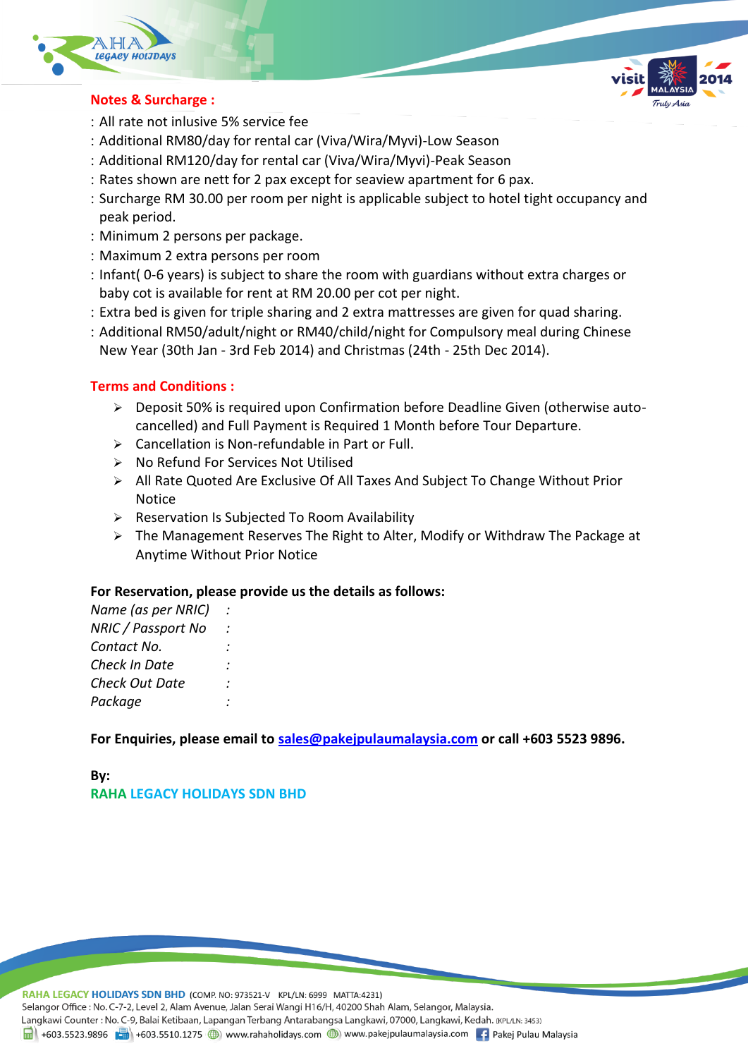## Notes & Surcharge :

: All rate not inlusive 5% service fee
: Additional RM80/day for rental car (Viva/Wira/Myvi)-Low Season
: Additional RM120/day for rental car (Viva/Wira/Myvi)-Peak Season
: Rates shown are nett for 2 pax except for seaview apartment for 6 pax.
: Surcharge RM 30.00 per room per night is applicable subject to hotel tight occupancy and peak period.
: Minimum 2 persons per package.
: Maximum 2 extra persons per room
: Infant( 0-6 years) is subject to share the room with guardians without extra charges or baby cot is available for rent at RM 20.00 per cot per night.
: Extra bed is given for triple sharing and 2 extra mattresses are given for quad sharing.
: Additional RM50/adult/night or RM40/child/night for Compulsory meal during Chinese New Year (30th Jan - 3rd Feb 2014) and Christmas (24th - 25th Dec 2014).

## Terms and Conditions :

- Deposit 50% is required upon Confirmation before Deadline Given (otherwise auto-cancelled) and Full Payment is Required 1 Month before Tour Departure.
- Cancellation is Non-refundable in Part or Full.
- No Refund For Services Not Utilised
- All Rate Quoted Are Exclusive Of All Taxes And Subject To Change Without Prior Notice
- Reservation Is Subjected To Room Availability
- The Management Reserves The Right to Alter, Modify or Withdraw The Package at Anytime Without Prior Notice

**For Reservation, please provide us the details as follows:**

*Name (as per NRIC)* :
*NRIC / Passport No* :
*Contact No.* :
*Check In Date* :
*Check Out Date* :
*Package* :

**For Enquiries, please email to sales@pakejpulaumalaysia.com or call +603 5523 9896.**

**By:**
**RAHA LEGACY HOLIDAYS SDN BHD**